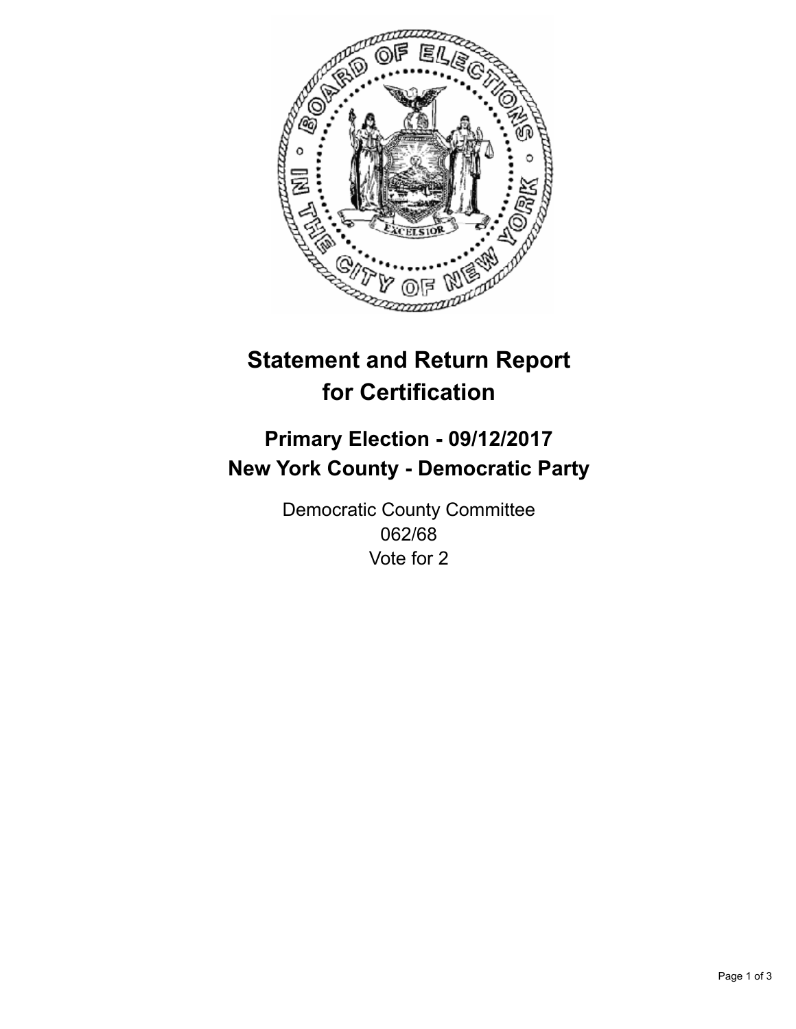# Statement and Return Report for Certification

## Primary Election - 09/12/2017
## New York County - Democratic Party

Democratic County Committee
062/68
Vote for 2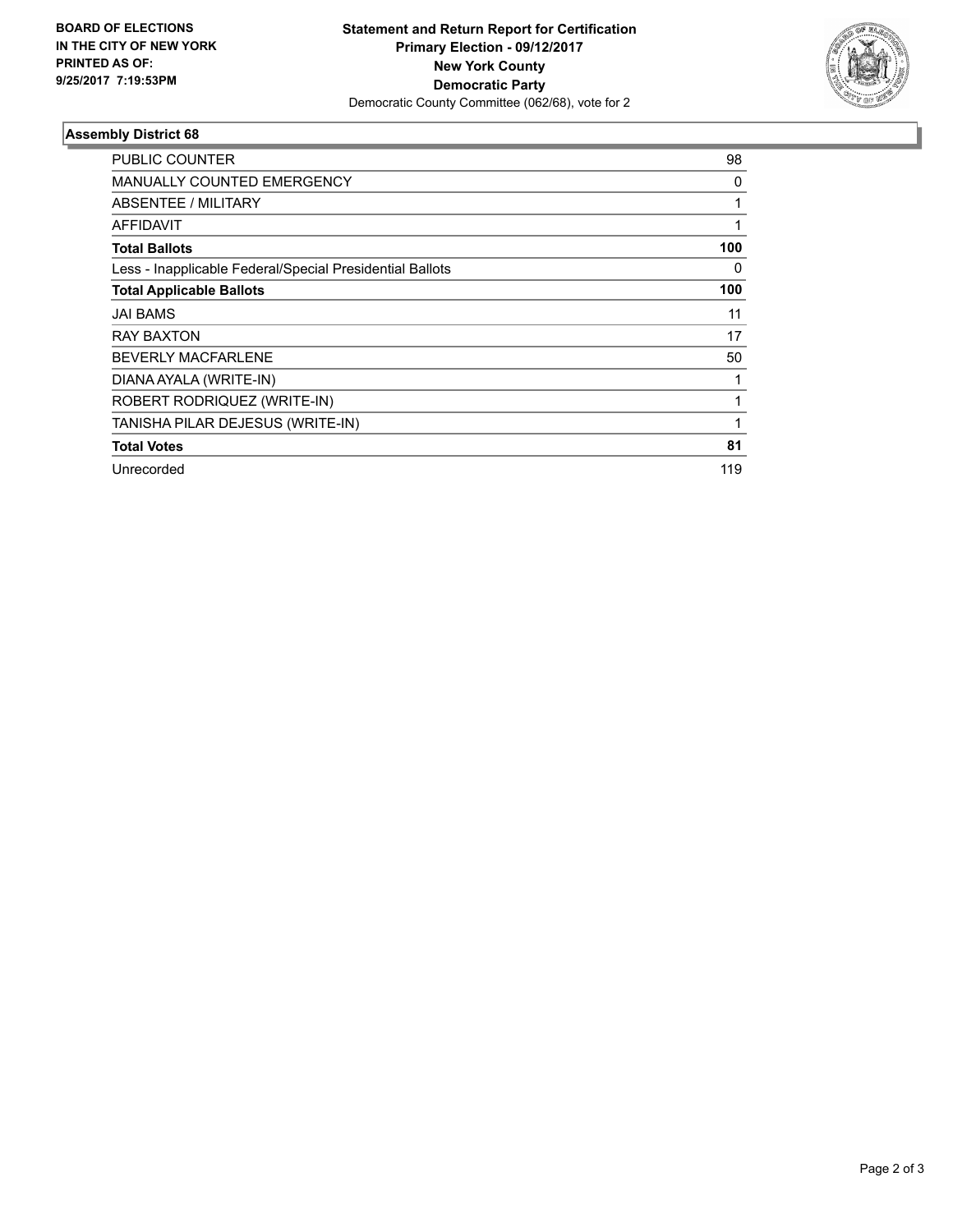BOARD OF ELECTIONS
IN THE CITY OF NEW YORK
PRINTED AS OF:
9/25/2017 7:19:53PM

**Statement and Return Report for Certification**
**Primary Election - 09/12/2017**
**New York County**
**Democratic Party**
Democratic County Committee (062/68), vote for 2

### Assembly District 68

| | |
|---|---|
| PUBLIC COUNTER | 98 |
| MANUALLY COUNTED EMERGENCY | 0 |
| ABSENTEE / MILITARY | 1 |
| AFFIDAVIT | 1 |
| **Total Ballots** | **100** |
| Less - Inapplicable Federal/Special Presidential Ballots | 0 |
| **Total Applicable Ballots** | **100** |
| JAI BAMS | 11 |
| RAY BAXTON | 17 |
| BEVERLY MACFARLENE | 50 |
| DIANA AYALA (WRITE-IN) | 1 |
| ROBERT RODRIQUEZ (WRITE-IN) | 1 |
| TANISHA PILAR DEJESUS (WRITE-IN) | 1 |
| **Total Votes** | **81** |
| Unrecorded | 119 |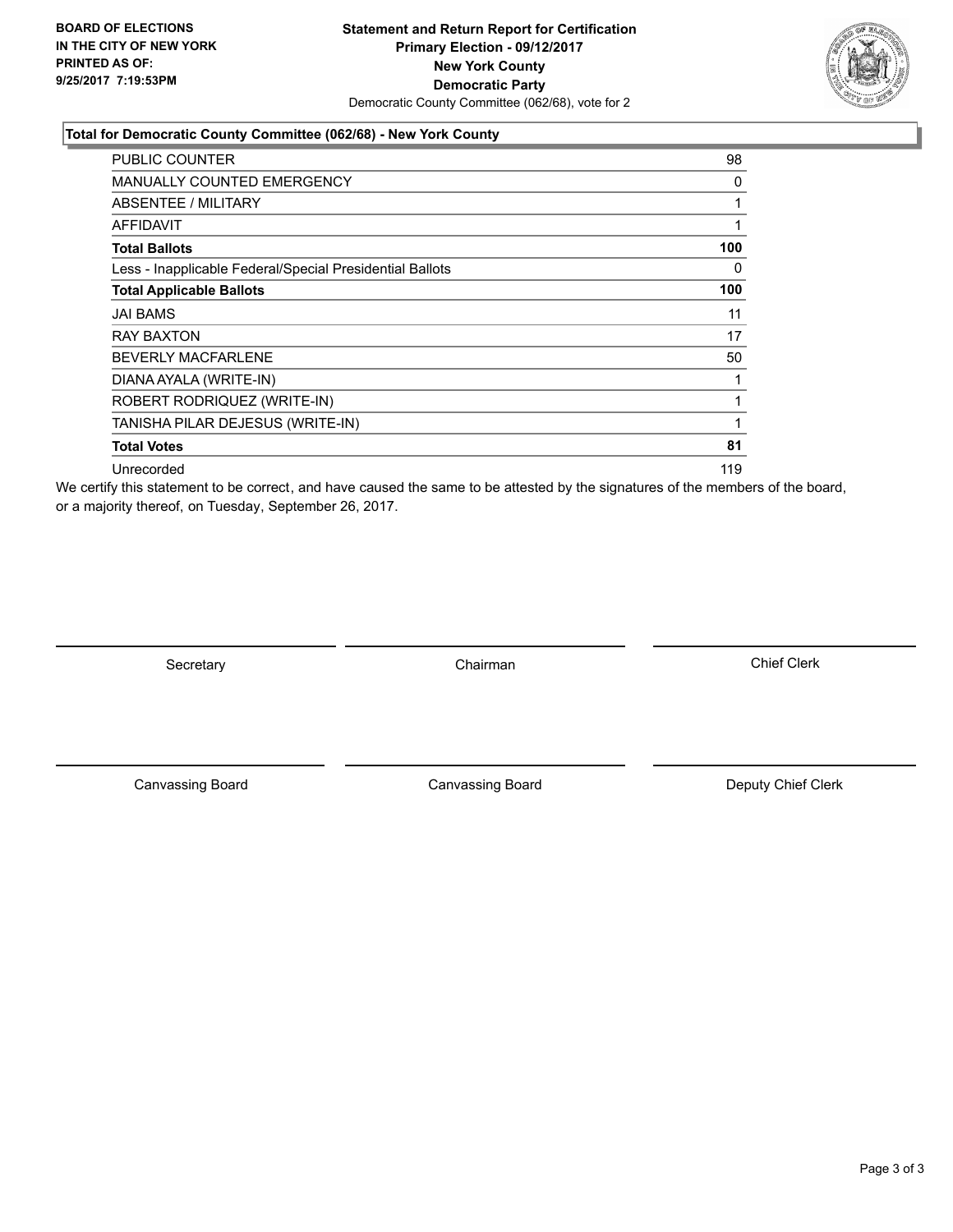**BOARD OF ELECTIONS IN THE CITY OF NEW YORK PRINTED AS OF: 9/25/2017 7:19:53PM**

**Statement and Return Report for Certification**
**Primary Election - 09/12/2017**
**New York County**
**Democratic Party**
Democratic County Committee (062/68), vote for 2

### Total for Democratic County Committee (062/68) - New York County

| | |
|---|---|
| PUBLIC COUNTER | 98 |
| MANUALLY COUNTED EMERGENCY | 0 |
| ABSENTEE / MILITARY | 1 |
| AFFIDAVIT | 1 |
| **Total Ballots** | **100** |
| Less - Inapplicable Federal/Special Presidential Ballots | 0 |
| **Total Applicable Ballots** | **100** |
| JAI BAMS | 11 |
| RAY BAXTON | 17 |
| BEVERLY MACFARLENE | 50 |
| DIANA AYALA (WRITE-IN) | 1 |
| ROBERT RODRIQUEZ (WRITE-IN) | 1 |
| TANISHA PILAR DEJESUS (WRITE-IN) | 1 |
| **Total Votes** | **81** |
| Unrecorded | 119 |

We certify this statement to be correct, and have caused the same to be attested by the signatures of the members of the board, or a majority thereof, on Tuesday, September 26, 2017.

Secretary

Chairman

Chief Clerk

Canvassing Board

Canvassing Board

Deputy Chief Clerk